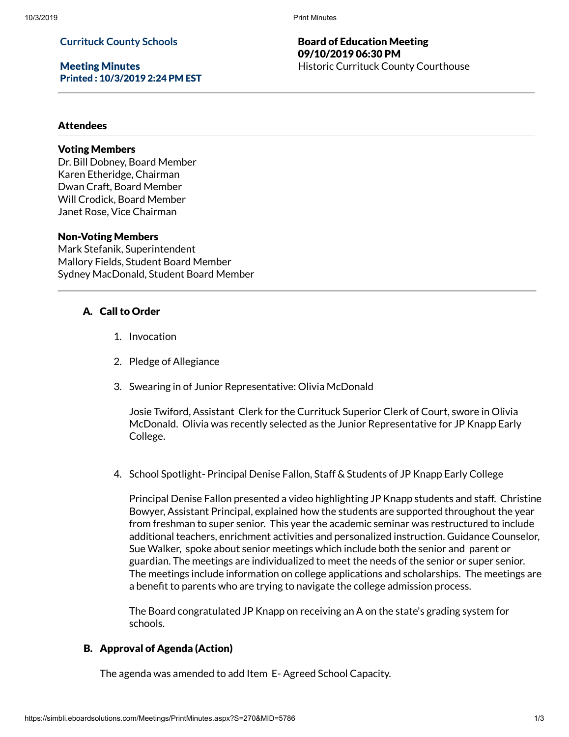**Currituck County Schools**

**Meeting Minutes**
**Printed : 10/3/2019 2:24 PM EST**

**Board of Education Meeting**
**09/10/2019 06:30 PM**
Historic Currituck County Courthouse

## Attendees

### Voting Members

Dr. Bill Dobney, Board Member
Karen Etheridge, Chairman
Dwan Craft, Board Member
Will Crodick, Board Member
Janet Rose, Vice Chairman

### Non-Voting Members

Mark Stefanik, Superintendent
Mallory Fields, Student Board Member
Sydney MacDonald, Student Board Member

## A. Call to Order

1. Invocation

2. Pledge of Allegiance

3. Swearing in of Junior Representative: Olivia McDonald

   Josie Twiford, Assistant Clerk for the Currituck Superior Clerk of Court, swore in Olivia McDonald. Olivia was recently selected as the Junior Representative for JP Knapp Early College.

4. School Spotlight- Principal Denise Fallon, Staff & Students of JP Knapp Early College

   Principal Denise Fallon presented a video highlighting JP Knapp students and staff. Christine Bowyer, Assistant Principal, explained how the students are supported throughout the year from freshman to super senior. This year the academic seminar was restructured to include additional teachers, enrichment activities and personalized instruction. Guidance Counselor, Sue Walker, spoke about senior meetings which include both the senior and parent or guardian. The meetings are individualized to meet the needs of the senior or super senior. The meetings include information on college applications and scholarships. The meetings are a benefit to parents who are trying to navigate the college admission process.

   The Board congratulated JP Knapp on receiving an A on the state's grading system for schools.

## B. Approval of Agenda (Action)

The agenda was amended to add Item E- Agreed School Capacity.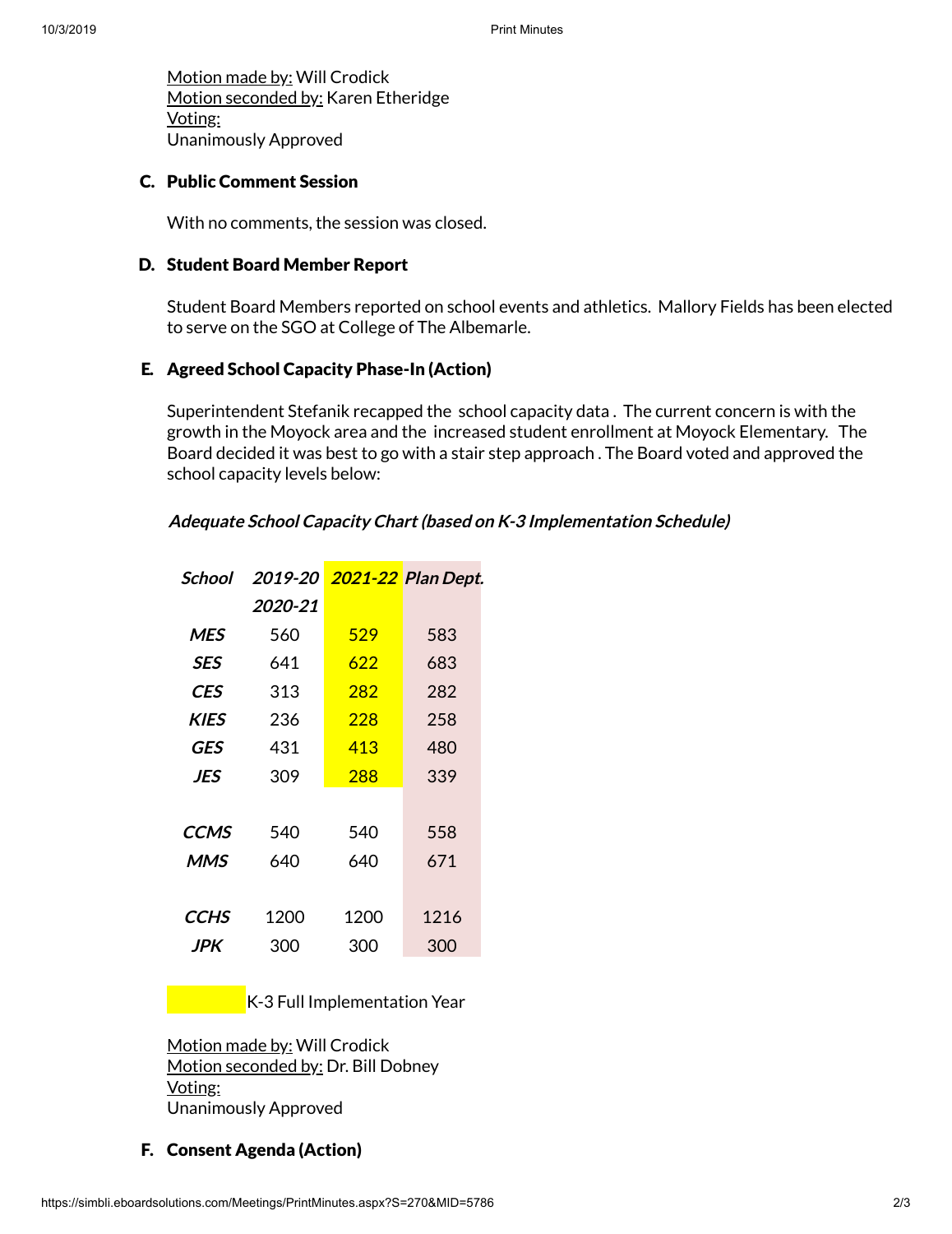Motion made by: Will Crodick
Motion seconded by: Karen Etheridge
Voting:
Unanimously Approved

### C. Public Comment Session

With no comments, the session was closed.

### D. Student Board Member Report

Student Board Members reported on school events and athletics. Mallory Fields has been elected to serve on the SGO at College of The Albemarle.

### E. Agreed School Capacity Phase-In (Action)

Superintendent Stefanik recapped the school capacity data . The current concern is with the growth in the Moyock area and the increased student enrollment at Moyock Elementary. The Board decided it was best to go with a stair step approach . The Board voted and approved the school capacity levels below:

***Adequate School Capacity Chart (based on K-3 Implementation Schedule)***

| *School* | *2019-20 2020-21* | *2021-22* | *Plan Dept.* |
|---|---|---|---|
| *MES* | 560 | 529 | 583 |
| *SES* | 641 | 622 | 683 |
| *CES* | 313 | 282 | 282 |
| *KIES* | 236 | 228 | 258 |
| *GES* | 431 | 413 | 480 |
| *JES* | 309 | 288 | 339 |
| | | | |
| *CCMS* | 540 | 540 | 558 |
| *MMS* | 640 | 640 | 671 |
| | | | |
| *CCHS* | 1200 | 1200 | 1216 |
| *JPK* | 300 | 300 | 300 |

K-3 Full Implementation Year

Motion made by: Will Crodick
Motion seconded by: Dr. Bill Dobney
Voting:
Unanimously Approved

### F. Consent Agenda (Action)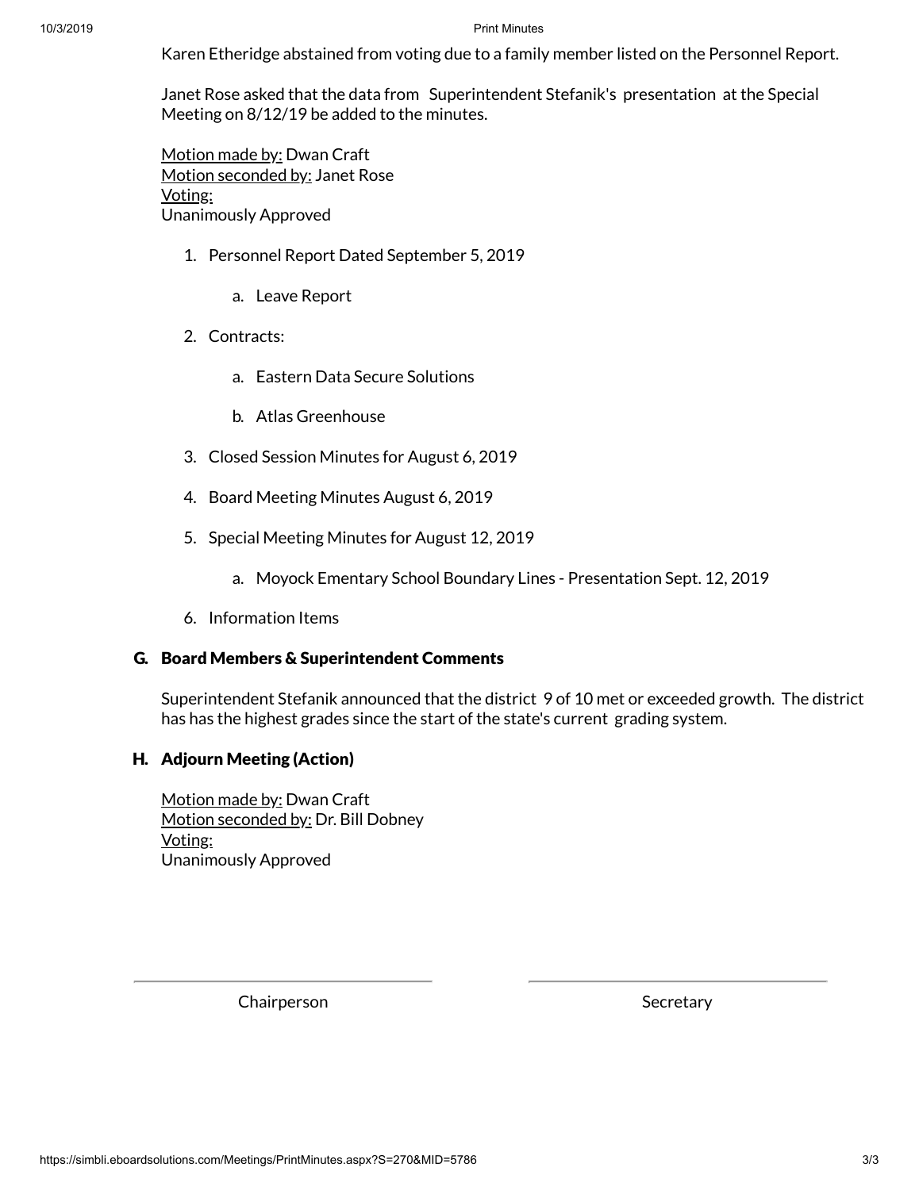Karen Etheridge abstained from voting due to a family member listed on the Personnel Report.

Janet Rose asked that the data from Superintendent Stefanik's presentation at the Special Meeting on 8/12/19 be added to the minutes.

Motion made by: Dwan Craft
Motion seconded by: Janet Rose
Voting:
Unanimously Approved

1. Personnel Report Dated September 5, 2019
   a. Leave Report
2. Contracts:
   a. Eastern Data Secure Solutions
   b. Atlas Greenhouse
3. Closed Session Minutes for August 6, 2019
4. Board Meeting Minutes August 6, 2019
5. Special Meeting Minutes for August 12, 2019
   a. Moyock Ementary School Boundary Lines - Presentation Sept. 12, 2019
6. Information Items

## G. Board Members & Superintendent Comments

Superintendent Stefanik announced that the district 9 of 10 met or exceeded growth. The district has has the highest grades since the start of the state's current grading system.

## H. Adjourn Meeting (Action)

Motion made by: Dwan Craft
Motion seconded by: Dr. Bill Dobney
Voting:
Unanimously Approved

Chairperson

Secretary